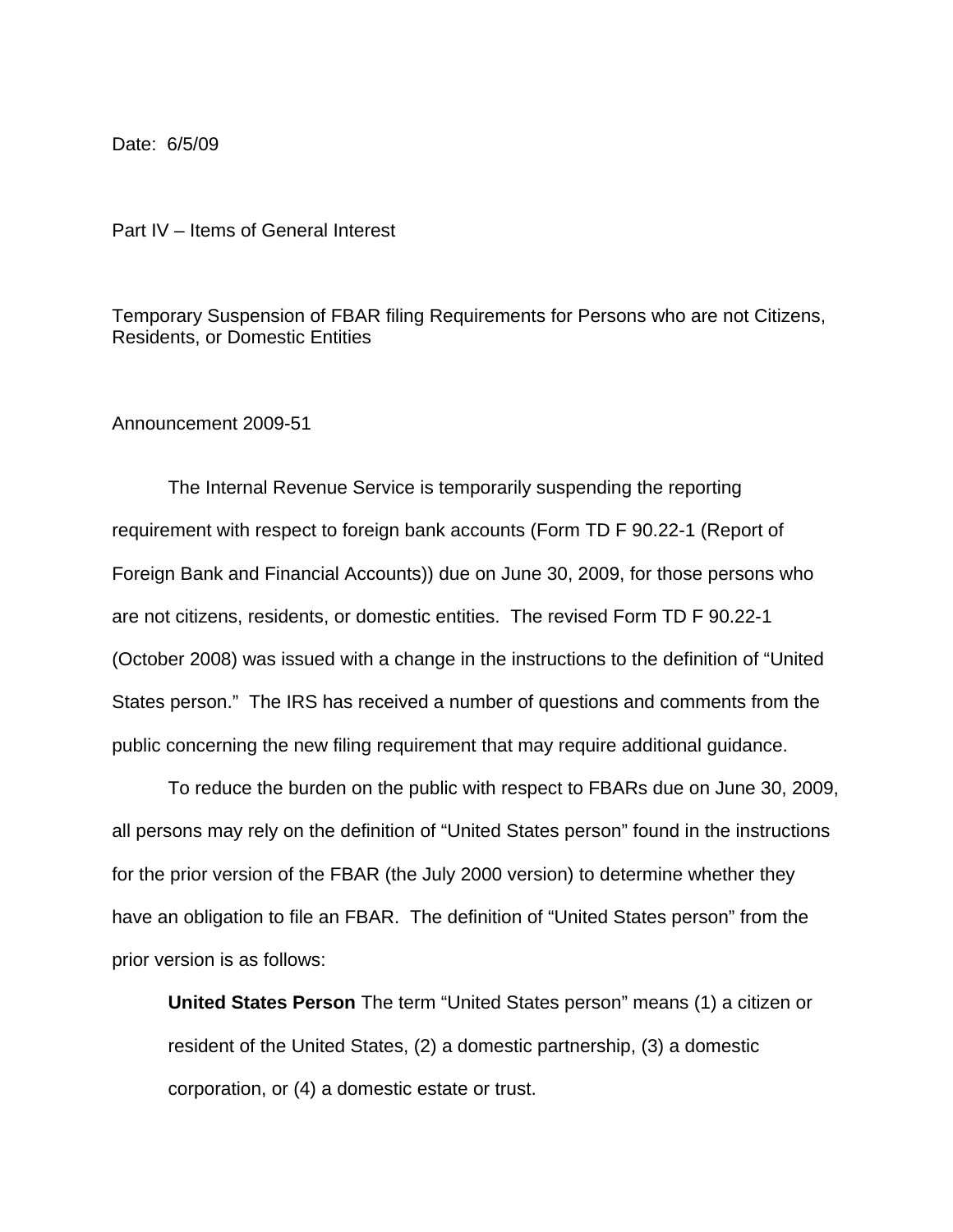Date: 6/5/09

Part IV – Items of General Interest

Temporary Suspension of FBAR filing Requirements for Persons who are not Citizens, Residents, or Domestic Entities

Announcement 2009-51

The Internal Revenue Service is temporarily suspending the reporting requirement with respect to foreign bank accounts (Form TD F 90.22-1 (Report of Foreign Bank and Financial Accounts)) due on June 30, 2009, for those persons who are not citizens, residents, or domestic entities. The revised Form TD F 90.22-1 (October 2008) was issued with a change in the instructions to the definition of "United States person." The IRS has received a number of questions and comments from the public concerning the new filing requirement that may require additional guidance.

To reduce the burden on the public with respect to FBARs due on June 30, 2009, all persons may rely on the definition of "United States person" found in the instructions for the prior version of the FBAR (the July 2000 version) to determine whether they have an obligation to file an FBAR. The definition of "United States person" from the prior version is as follows:

> **United States Person** The term "United States person" means (1) a citizen or resident of the United States, (2) a domestic partnership, (3) a domestic corporation, or (4) a domestic estate or trust.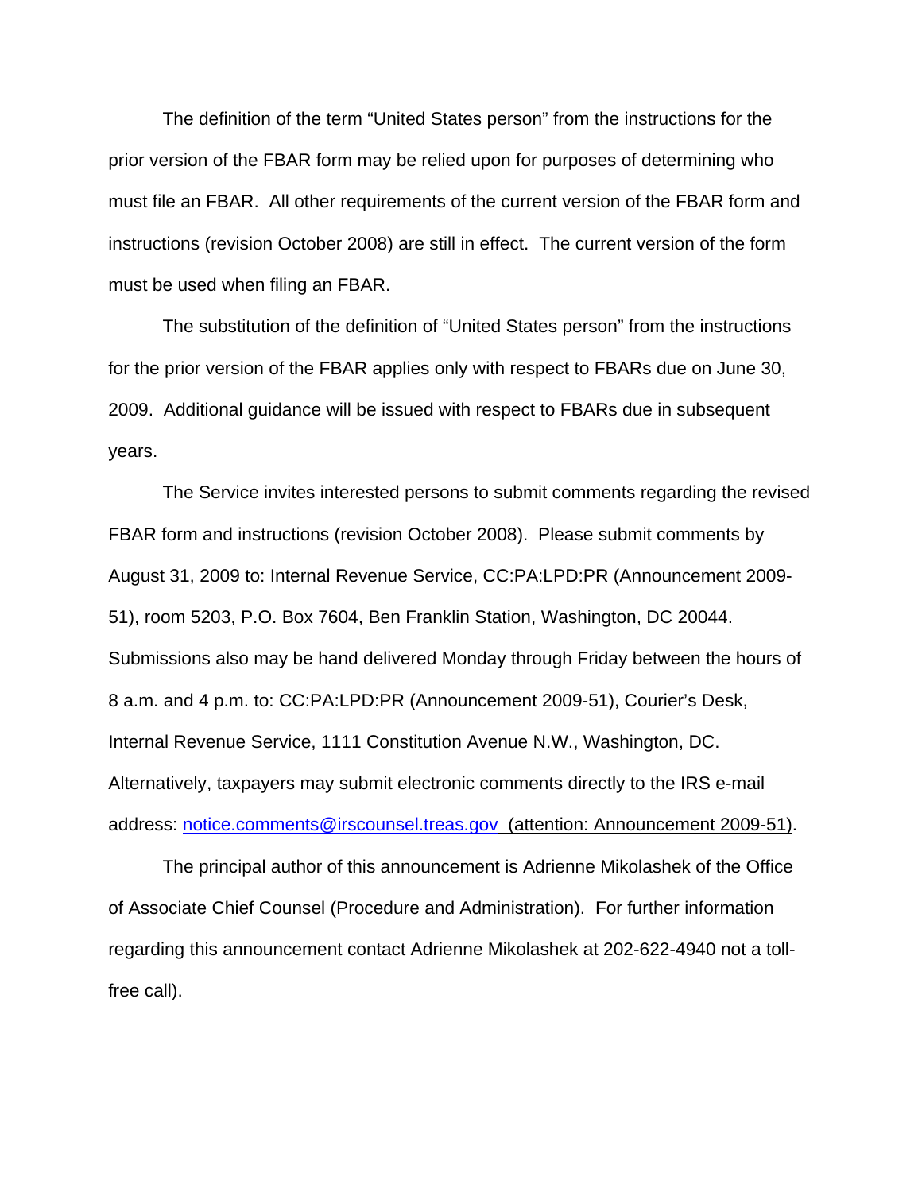The definition of the term "United States person" from the instructions for the prior version of the FBAR form may be relied upon for purposes of determining who must file an FBAR. All other requirements of the current version of the FBAR form and instructions (revision October 2008) are still in effect. The current version of the form must be used when filing an FBAR.

The substitution of the definition of "United States person" from the instructions for the prior version of the FBAR applies only with respect to FBARs due on June 30, 2009. Additional guidance will be issued with respect to FBARs due in subsequent years.

The Service invites interested persons to submit comments regarding the revised FBAR form and instructions (revision October 2008). Please submit comments by August 31, 2009 to: Internal Revenue Service, CC:PA:LPD:PR (Announcement 2009-51), room 5203, P.O. Box 7604, Ben Franklin Station, Washington, DC 20044. Submissions also may be hand delivered Monday through Friday between the hours of 8 a.m. and 4 p.m. to: CC:PA:LPD:PR (Announcement 2009-51), Courier's Desk, Internal Revenue Service, 1111 Constitution Avenue N.W., Washington, DC. Alternatively, taxpayers may submit electronic comments directly to the IRS e-mail address: notice.comments@irscounsel.treas.gov (attention: Announcement 2009-51).

The principal author of this announcement is Adrienne Mikolashek of the Office of Associate Chief Counsel (Procedure and Administration). For further information regarding this announcement contact Adrienne Mikolashek at 202-622-4940 not a toll-free call).